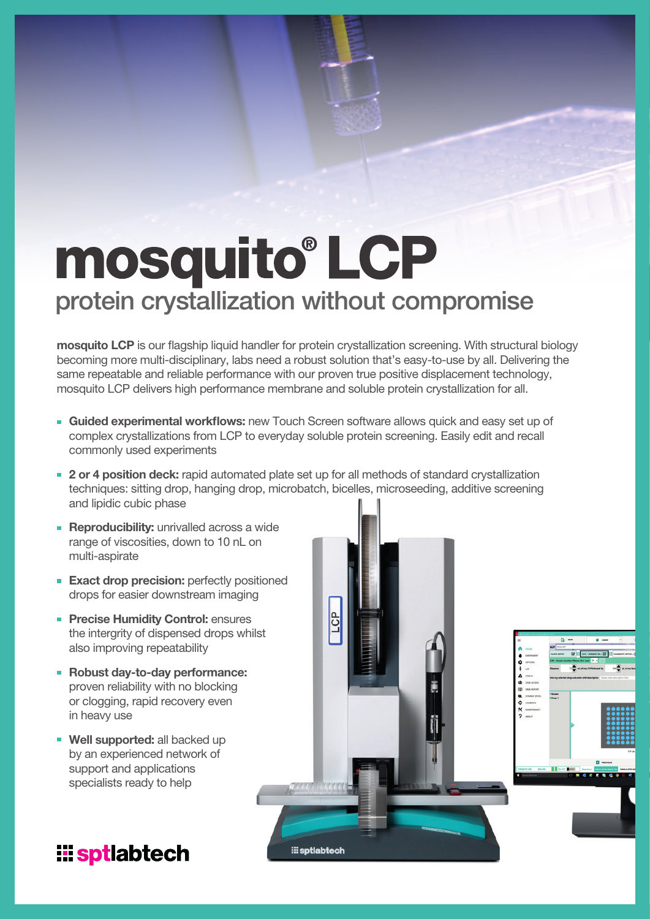# mosquito® LCP

## protein crystallization without compromise

**mosquito LCP** is our flagship liquid handler for protein crystallization screening. With structural biology becoming more multi-disciplinary, labs need a robust solution that's easy-to-use by all. Delivering the same repeatable and reliable performance with our proven true positive displacement technology, mosquito LCP delivers high performance membrane and soluble protein crystallization for all.

- **Guided experimental workflows:** new Touch Screen software allows quick and easy set up of complex crystallizations from LCP to everyday soluble protein screening. Easily edit and recall commonly used experiments
- **2 or 4 position deck:** rapid automated plate set up for all methods of standard crystallization techniques: sitting drop, hanging drop, microbatch, bicelles, microseeding, additive screening and lipidic cubic phase
- **Reproducibility:** unrivalled across a wide range of viscosities, down to 10 nL on multi-aspirate
- **Exact drop precision:** perfectly positioned drops for easier downstream imaging
- **Precise Humidity Control:** ensures the intergrity of dispensed drops whilst also improving repeatability
- **Robust day-to-day performance:** proven reliability with no blocking or clogging, rapid recovery even in heavy use
- **Well supported:** all backed up by an experienced network of support and applications specialists ready to help

sptlabtech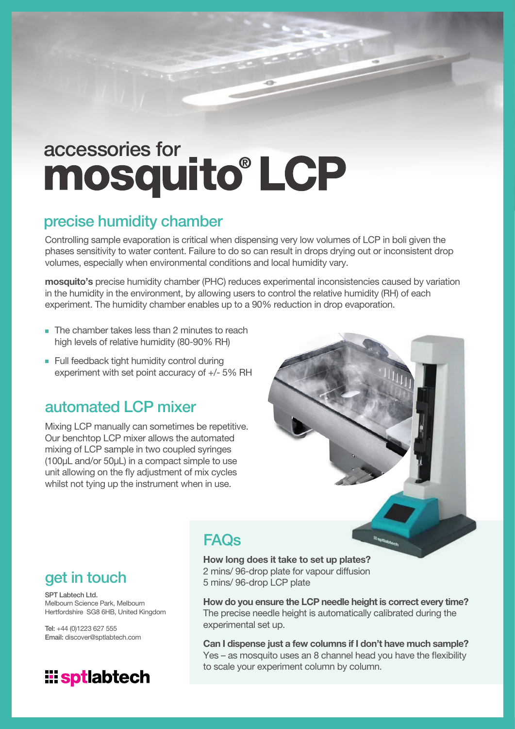# accessories for mosquito® LCP

## precise humidity chamber

Controlling sample evaporation is critical when dispensing very low volumes of LCP in boli given the phases sensitivity to water content. Failure to do so can result in drops drying out or inconsistent drop volumes, especially when environmental conditions and local humidity vary.

**mosquito's** precise humidity chamber (PHC) reduces experimental inconsistencies caused by variation in the humidity in the environment, by allowing users to control the relative humidity (RH) of each experiment. The humidity chamber enables up to a 90% reduction in drop evaporation.

- The chamber takes less than 2 minutes to reach high levels of relative humidity (80-90% RH)
- Full feedback tight humidity control during experiment with set point accuracy of +/- 5% RH

## automated LCP mixer

Mixing LCP manually can sometimes be repetitive. Our benchtop LCP mixer allows the automated mixing of LCP sample in two coupled syringes (100µL and/or 50µL) in a compact simple to use unit allowing on the fly adjustment of mix cycles whilst not tying up the instrument when in use.

## FAQs

**How long does it take to set up plates?**
2 mins/ 96-drop plate for vapour diffusion
5 mins/ 96-drop LCP plate

**How do you ensure the LCP needle height is correct every time?**
The precise needle height is automatically calibrated during the experimental set up.

**Can I dispense just a few columns if I don't have much sample?**
Yes – as mosquito uses an 8 channel head you have the flexibility to scale your experiment column by column.

## get in touch

SPT Labtech Ltd.
Melbourn Science Park, Melbourn
Hertfordshire SG8 6HB, United Kingdom

Tel: +44 (0)1223 627 555
Email: discover@sptlabtech.com

sptlabtech